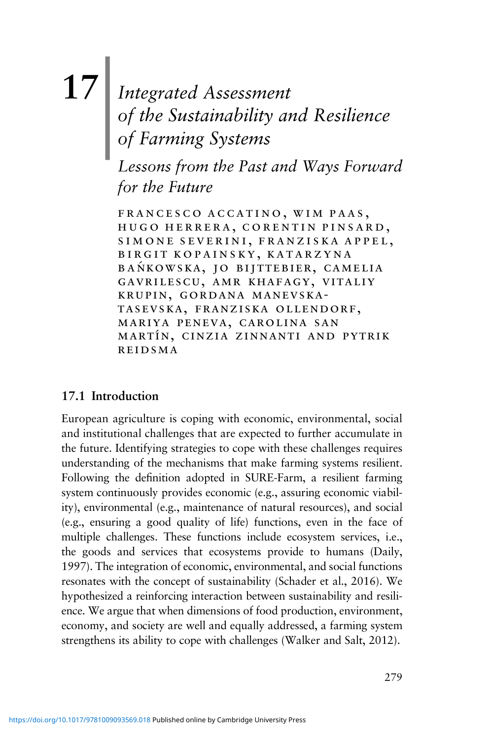# 17 Integrated Assessment of the Sustainability and Resilience of Farming Systems

## *Lessons from the Past and Ways Forward for the Future*

FRANCESCO ACCATINO, WIM PAAS, HUGO HERRERA, CORENTIN PINSARD, SIMONE SEVERINI, FRANZISKA APPEL, BIRGIT KOPAINSKY, KATARZYNA BAŃKOWSKA, JO BIJTTEBIER, CAMELIA GAVRILESCU, AMR KHAFAGY, VITALIY KRUPIN, GORDANA MANEVSKA-TASEVSKA, FRANZISKA OLLENDORF, MARIYA PENEVA, CAROLINA SAN MARTÍN, CINZIA ZINNANTI AND PYTRIK REIDSMA

## 17.1 Introduction

European agriculture is coping with economic, environmental, social and institutional challenges that are expected to further accumulate in the future. Identifying strategies to cope with these challenges requires understanding of the mechanisms that make farming systems resilient. Following the definition adopted in SURE-Farm, a resilient farming system continuously provides economic (e.g., assuring economic viability), environmental (e.g., maintenance of natural resources), and social (e.g., ensuring a good quality of life) functions, even in the face of multiple challenges. These functions include ecosystem services, i.e., the goods and services that ecosystems provide to humans (Daily, 1997). The integration of economic, environmental, and social functions resonates with the concept of sustainability (Schader et al., 2016). We hypothesized a reinforcing interaction between sustainability and resilience. We argue that when dimensions of food production, environment, economy, and society are well and equally addressed, a farming system strengthens its ability to cope with challenges (Walker and Salt, 2012).

https://doi.org/10.1017/9781009093569.018 Published online by Cambridge University Press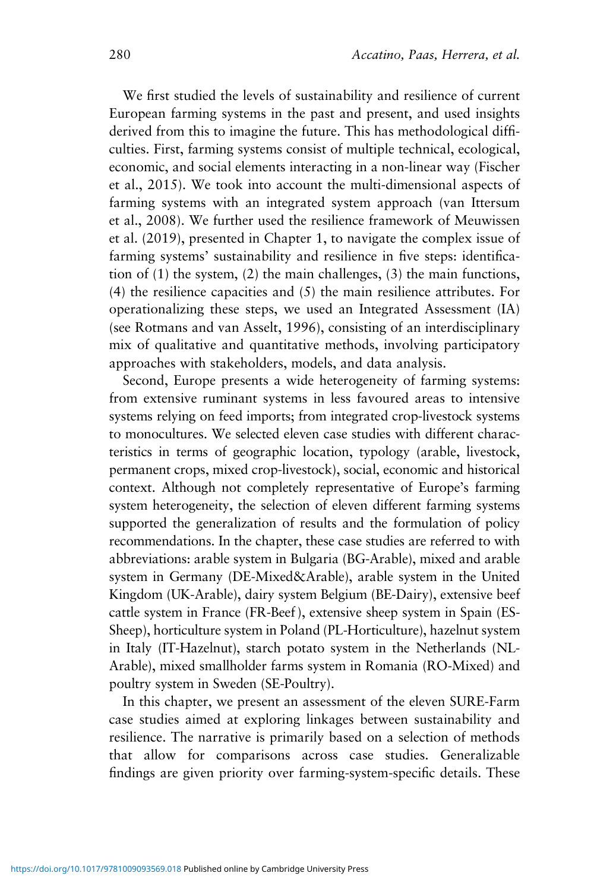We first studied the levels of sustainability and resilience of current European farming systems in the past and present, and used insights derived from this to imagine the future. This has methodological difficulties. First, farming systems consist of multiple technical, ecological, economic, and social elements interacting in a non-linear way (Fischer et al., 2015). We took into account the multi-dimensional aspects of farming systems with an integrated system approach (van Ittersum et al., 2008). We further used the resilience framework of Meuwissen et al. (2019), presented in Chapter 1, to navigate the complex issue of farming systems' sustainability and resilience in five steps: identification of (1) the system, (2) the main challenges, (3) the main functions, (4) the resilience capacities and (5) the main resilience attributes. For operationalizing these steps, we used an Integrated Assessment (IA) (see Rotmans and van Asselt, 1996), consisting of an interdisciplinary mix of qualitative and quantitative methods, involving participatory approaches with stakeholders, models, and data analysis.

Second, Europe presents a wide heterogeneity of farming systems: from extensive ruminant systems in less favoured areas to intensive systems relying on feed imports; from integrated crop-livestock systems to monocultures. We selected eleven case studies with different characteristics in terms of geographic location, typology (arable, livestock, permanent crops, mixed crop-livestock), social, economic and historical context. Although not completely representative of Europe's farming system heterogeneity, the selection of eleven different farming systems supported the generalization of results and the formulation of policy recommendations. In the chapter, these case studies are referred to with abbreviations: arable system in Bulgaria (BG-Arable), mixed and arable system in Germany (DE-Mixed&Arable), arable system in the United Kingdom (UK-Arable), dairy system Belgium (BE-Dairy), extensive beef cattle system in France (FR-Beef), extensive sheep system in Spain (ES-Sheep), horticulture system in Poland (PL-Horticulture), hazelnut system in Italy (IT-Hazelnut), starch potato system in the Netherlands (NL-Arable), mixed smallholder farms system in Romania (RO-Mixed) and poultry system in Sweden (SE-Poultry).

In this chapter, we present an assessment of the eleven SURE-Farm case studies aimed at exploring linkages between sustainability and resilience. The narrative is primarily based on a selection of methods that allow for comparisons across case studies. Generalizable findings are given priority over farming-system-specific details. These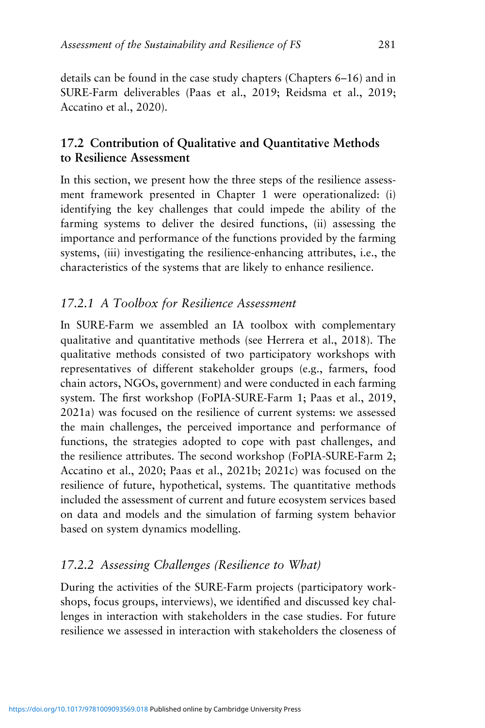details can be found in the case study chapters (Chapters 6–16) and in SURE-Farm deliverables (Paas et al., 2019; Reidsma et al., 2019; Accatino et al., 2020).

## 17.2 Contribution of Qualitative and Quantitative Methods to Resilience Assessment

In this section, we present how the three steps of the resilience assessment framework presented in Chapter 1 were operationalized: (i) identifying the key challenges that could impede the ability of the farming systems to deliver the desired functions, (ii) assessing the importance and performance of the functions provided by the farming systems, (iii) investigating the resilience-enhancing attributes, i.e., the characteristics of the systems that are likely to enhance resilience.

### *17.2.1 A Toolbox for Resilience Assessment*

In SURE-Farm we assembled an IA toolbox with complementary qualitative and quantitative methods (see Herrera et al., 2018). The qualitative methods consisted of two participatory workshops with representatives of different stakeholder groups (e.g., farmers, food chain actors, NGOs, government) and were conducted in each farming system. The first workshop (FoPIA-SURE-Farm 1; Paas et al., 2019, 2021a) was focused on the resilience of current systems: we assessed the main challenges, the perceived importance and performance of functions, the strategies adopted to cope with past challenges, and the resilience attributes. The second workshop (FoPIA-SURE-Farm 2; Accatino et al., 2020; Paas et al., 2021b; 2021c) was focused on the resilience of future, hypothetical, systems. The quantitative methods included the assessment of current and future ecosystem services based on data and models and the simulation of farming system behavior based on system dynamics modelling.

### *17.2.2 Assessing Challenges (Resilience to What)*

During the activities of the SURE-Farm projects (participatory workshops, focus groups, interviews), we identified and discussed key challenges in interaction with stakeholders in the case studies. For future resilience we assessed in interaction with stakeholders the closeness of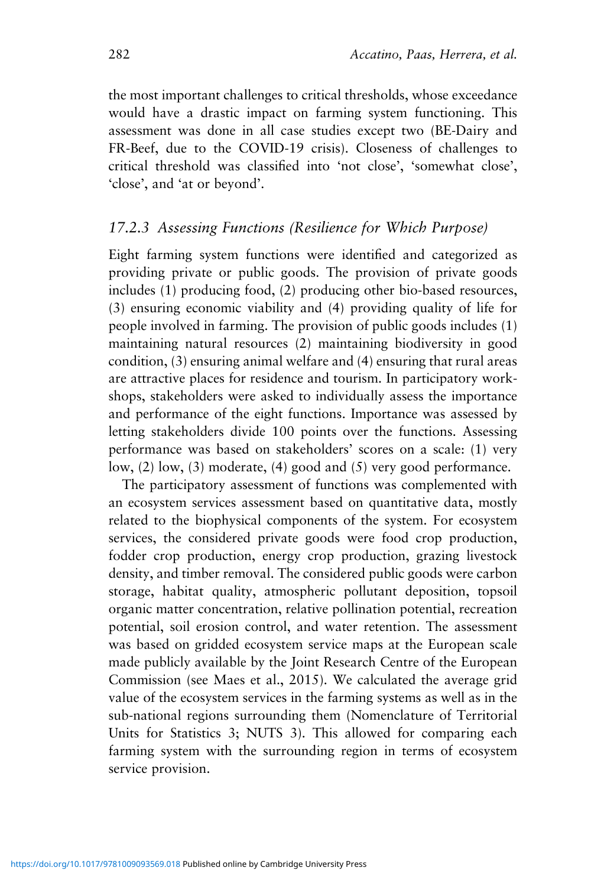the most important challenges to critical thresholds, whose exceedance would have a drastic impact on farming system functioning. This assessment was done in all case studies except two (BE-Dairy and FR-Beef, due to the COVID-19 crisis). Closeness of challenges to critical threshold was classified into 'not close', 'somewhat close', 'close', and 'at or beyond'.

### *17.2.3 Assessing Functions (Resilience for Which Purpose)*

Eight farming system functions were identified and categorized as providing private or public goods. The provision of private goods includes (1) producing food, (2) producing other bio-based resources, (3) ensuring economic viability and (4) providing quality of life for people involved in farming. The provision of public goods includes (1) maintaining natural resources (2) maintaining biodiversity in good condition, (3) ensuring animal welfare and (4) ensuring that rural areas are attractive places for residence and tourism. In participatory workshops, stakeholders were asked to individually assess the importance and performance of the eight functions. Importance was assessed by letting stakeholders divide 100 points over the functions. Assessing performance was based on stakeholders' scores on a scale: (1) very low, (2) low, (3) moderate, (4) good and (5) very good performance.

The participatory assessment of functions was complemented with an ecosystem services assessment based on quantitative data, mostly related to the biophysical components of the system. For ecosystem services, the considered private goods were food crop production, fodder crop production, energy crop production, grazing livestock density, and timber removal. The considered public goods were carbon storage, habitat quality, atmospheric pollutant deposition, topsoil organic matter concentration, relative pollination potential, recreation potential, soil erosion control, and water retention. The assessment was based on gridded ecosystem service maps at the European scale made publicly available by the Joint Research Centre of the European Commission (see Maes et al., 2015). We calculated the average grid value of the ecosystem services in the farming systems as well as in the sub-national regions surrounding them (Nomenclature of Territorial Units for Statistics 3; NUTS 3). This allowed for comparing each farming system with the surrounding region in terms of ecosystem service provision.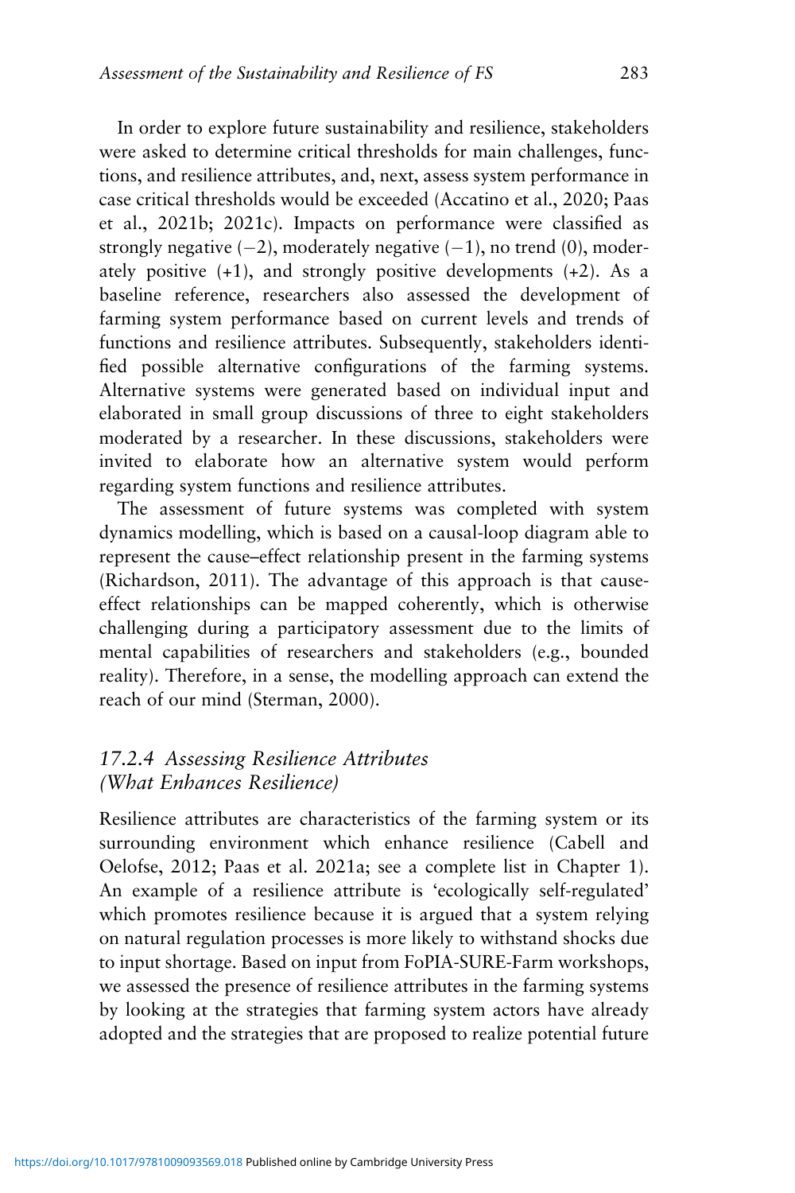In order to explore future sustainability and resilience, stakeholders were asked to determine critical thresholds for main challenges, functions, and resilience attributes, and, next, assess system performance in case critical thresholds would be exceeded (Accatino et al., 2020; Paas et al., 2021b; 2021c). Impacts on performance were classified as strongly negative (−2), moderately negative (−1), no trend (0), moderately positive (+1), and strongly positive developments (+2). As a baseline reference, researchers also assessed the development of farming system performance based on current levels and trends of functions and resilience attributes. Subsequently, stakeholders identified possible alternative configurations of the farming systems. Alternative systems were generated based on individual input and elaborated in small group discussions of three to eight stakeholders moderated by a researcher. In these discussions, stakeholders were invited to elaborate how an alternative system would perform regarding system functions and resilience attributes.

The assessment of future systems was completed with system dynamics modelling, which is based on a causal-loop diagram able to represent the cause–effect relationship present in the farming systems (Richardson, 2011). The advantage of this approach is that cause-effect relationships can be mapped coherently, which is otherwise challenging during a participatory assessment due to the limits of mental capabilities of researchers and stakeholders (e.g., bounded reality). Therefore, in a sense, the modelling approach can extend the reach of our mind (Sterman, 2000).

### *17.2.4 Assessing Resilience Attributes (What Enhances Resilience)*

Resilience attributes are characteristics of the farming system or its surrounding environment which enhance resilience (Cabell and Oelofse, 2012; Paas et al. 2021a; see a complete list in Chapter 1). An example of a resilience attribute is 'ecologically self-regulated' which promotes resilience because it is argued that a system relying on natural regulation processes is more likely to withstand shocks due to input shortage. Based on input from FoPIA-SURE-Farm workshops, we assessed the presence of resilience attributes in the farming systems by looking at the strategies that farming system actors have already adopted and the strategies that are proposed to realize potential future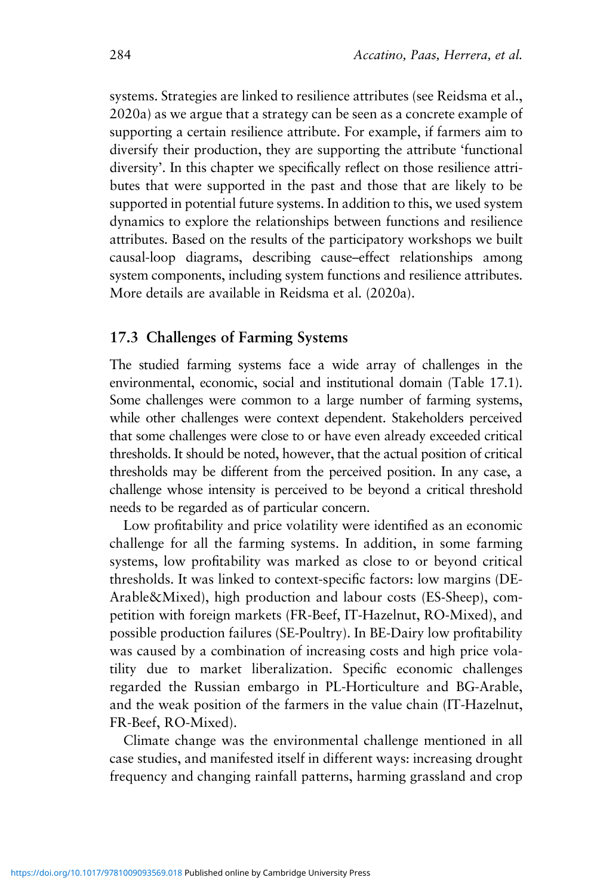systems. Strategies are linked to resilience attributes (see Reidsma et al., 2020a) as we argue that a strategy can be seen as a concrete example of supporting a certain resilience attribute. For example, if farmers aim to diversify their production, they are supporting the attribute 'functional diversity'. In this chapter we specifically reflect on those resilience attributes that were supported in the past and those that are likely to be supported in potential future systems. In addition to this, we used system dynamics to explore the relationships between functions and resilience attributes. Based on the results of the participatory workshops we built causal-loop diagrams, describing cause–effect relationships among system components, including system functions and resilience attributes. More details are available in Reidsma et al. (2020a).

## 17.3 Challenges of Farming Systems

The studied farming systems face a wide array of challenges in the environmental, economic, social and institutional domain (Table 17.1). Some challenges were common to a large number of farming systems, while other challenges were context dependent. Stakeholders perceived that some challenges were close to or have even already exceeded critical thresholds. It should be noted, however, that the actual position of critical thresholds may be different from the perceived position. In any case, a challenge whose intensity is perceived to be beyond a critical threshold needs to be regarded as of particular concern.

Low profitability and price volatility were identified as an economic challenge for all the farming systems. In addition, in some farming systems, low profitability was marked as close to or beyond critical thresholds. It was linked to context-specific factors: low margins (DE-Arable&Mixed), high production and labour costs (ES-Sheep), competition with foreign markets (FR-Beef, IT-Hazelnut, RO-Mixed), and possible production failures (SE-Poultry). In BE-Dairy low profitability was caused by a combination of increasing costs and high price volatility due to market liberalization. Specific economic challenges regarded the Russian embargo in PL-Horticulture and BG-Arable, and the weak position of the farmers in the value chain (IT-Hazelnut, FR-Beef, RO-Mixed).

Climate change was the environmental challenge mentioned in all case studies, and manifested itself in different ways: increasing drought frequency and changing rainfall patterns, harming grassland and crop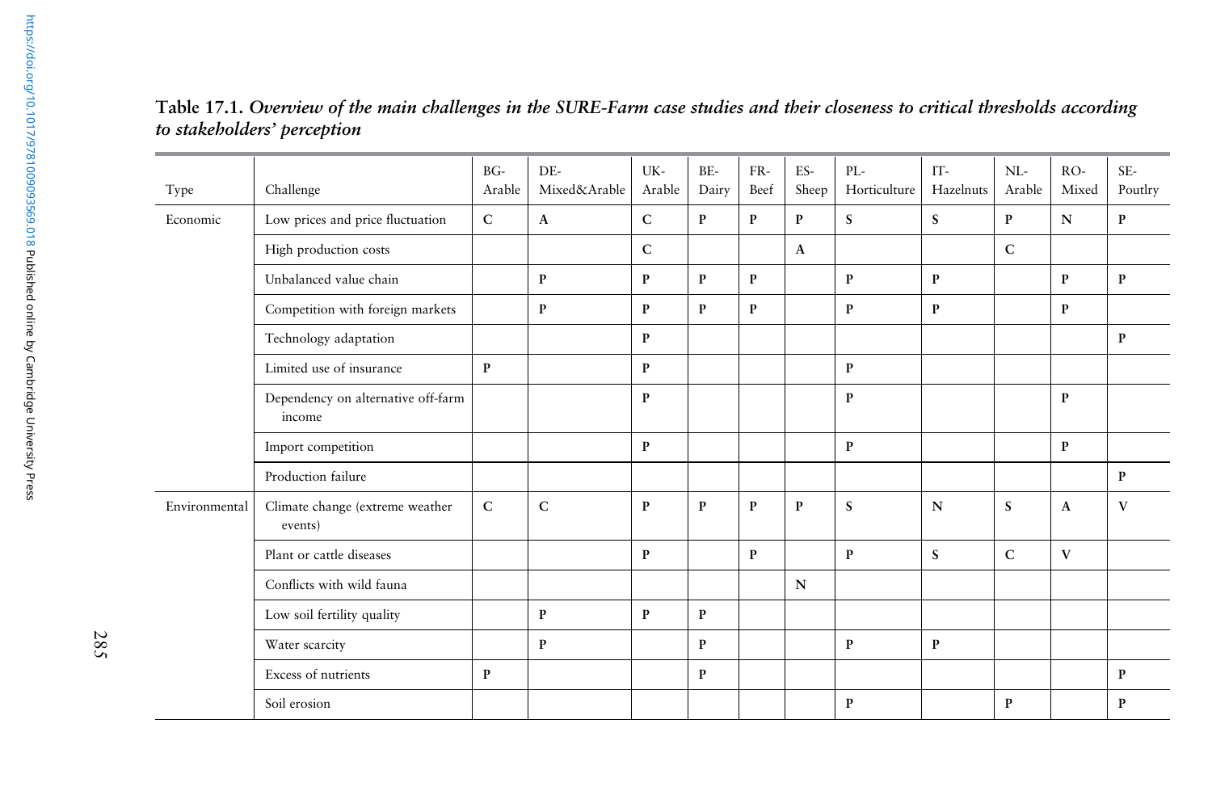**Table 17.1.** *Overview of the main challenges in the SURE-Farm case studies and their closeness to critical thresholds according to stakeholders' perception*

| Type | Challenge | BG-Arable | DE-Mixed&Arable | UK-Arable | BE-Dairy | FR-Beef | ES-Sheep | PL-Horticulture | IT-Hazelnuts | NL-Arable | RO-Mixed | SE-Poutlry |
|---|---|---|---|---|---|---|---|---|---|---|---|---|
| Economic | Low prices and price fluctuation | **C** | **A** | **C** | **P** | **P** | **P** | **S** | **S** | **P** | **N** | **P** |
| | High production costs | | | **C** | | | **A** | | | **C** | | |
| | Unbalanced value chain | | **P** | **P** | **P** | **P** | | **P** | **P** | | **P** | **P** |
| | Competition with foreign markets | | **P** | **P** | **P** | **P** | | **P** | **P** | | **P** | |
| | Technology adaptation | | | **P** | | | | | | | | **P** |
| | Limited use of insurance | **P** | | **P** | | | | **P** | | | | |
| | Dependency on alternative off-farm income | | | **P** | | | | **P** | | | **P** | |
| | Import competition | | | **P** | | | | **P** | | | **P** | |
| | Production failure | | | | | | | | | | | **P** |
| Environmental | Climate change (extreme weather events) | **C** | **C** | **P** | **P** | **P** | **P** | **S** | **N** | **S** | **A** | **V** |
| | Plant or cattle diseases | | | **P** | | **P** | | **P** | **S** | **C** | **V** | |
| | Conflicts with wild fauna | | | | | | **N** | | | | | |
| | Low soil fertility quality | | **P** | **P** | **P** | | | | | | | |
| | Water scarcity | | **P** | | **P** | | | **P** | **P** | | | |
| | Excess of nutrients | **P** | | | **P** | | | | | | | **P** |
| | Soil erosion | | | | | | | **P** | | **P** | | **P** |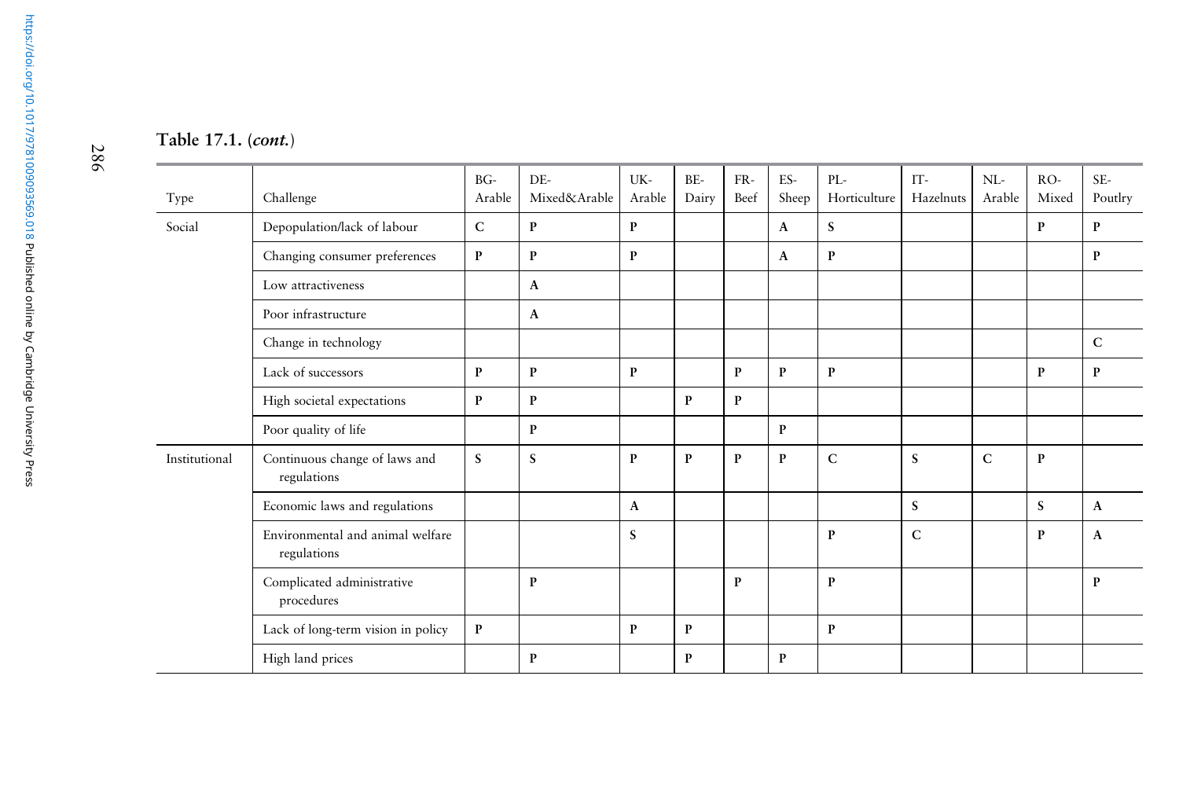**Table 17.1.** (*cont.*)

| Type | Challenge | BG-Arable | DE-Mixed&Arable | UK-Arable | BE-Dairy | FR-Beef | ES-Sheep | PL-Horticulture | IT-Hazelnuts | NL-Arable | RO-Mixed | SE-Poutlry |
|---|---|---|---|---|---|---|---|---|---|---|---|---|
| Social | Depopulation/lack of labour | **C** | **P** | **P** | | | **A** | **S** | | | **P** | **P** |
| | Changing consumer preferences | **P** | **P** | **P** | | | **A** | **P** | | | | **P** |
| | Low attractiveness | | **A** | | | | | | | | | |
| | Poor infrastructure | | **A** | | | | | | | | | |
| | Change in technology | | | | | | | | | | | **C** |
| | Lack of successors | **P** | **P** | **P** | | **P** | **P** | **P** | | | **P** | **P** |
| | High societal expectations | **P** | **P** | | **P** | **P** | | | | | | |
| | Poor quality of life | | **P** | | | | **P** | | | | | |
| Institutional | Continuous change of laws and regulations | **S** | **S** | **P** | **P** | **P** | **P** | **C** | **S** | **C** | **P** | |
| | Economic laws and regulations | | | **A** | | | | | **S** | | **S** | **A** |
| | Environmental and animal welfare regulations | | | **S** | | | | **P** | **C** | | **P** | **A** |
| | Complicated administrative procedures | | **P** | | | **P** | | **P** | | | | **P** |
| | Lack of long-term vision in policy | **P** | | **P** | **P** | | | **P** | | | | |
| | High land prices | | **P** | | **P** | | **P** | | | | | |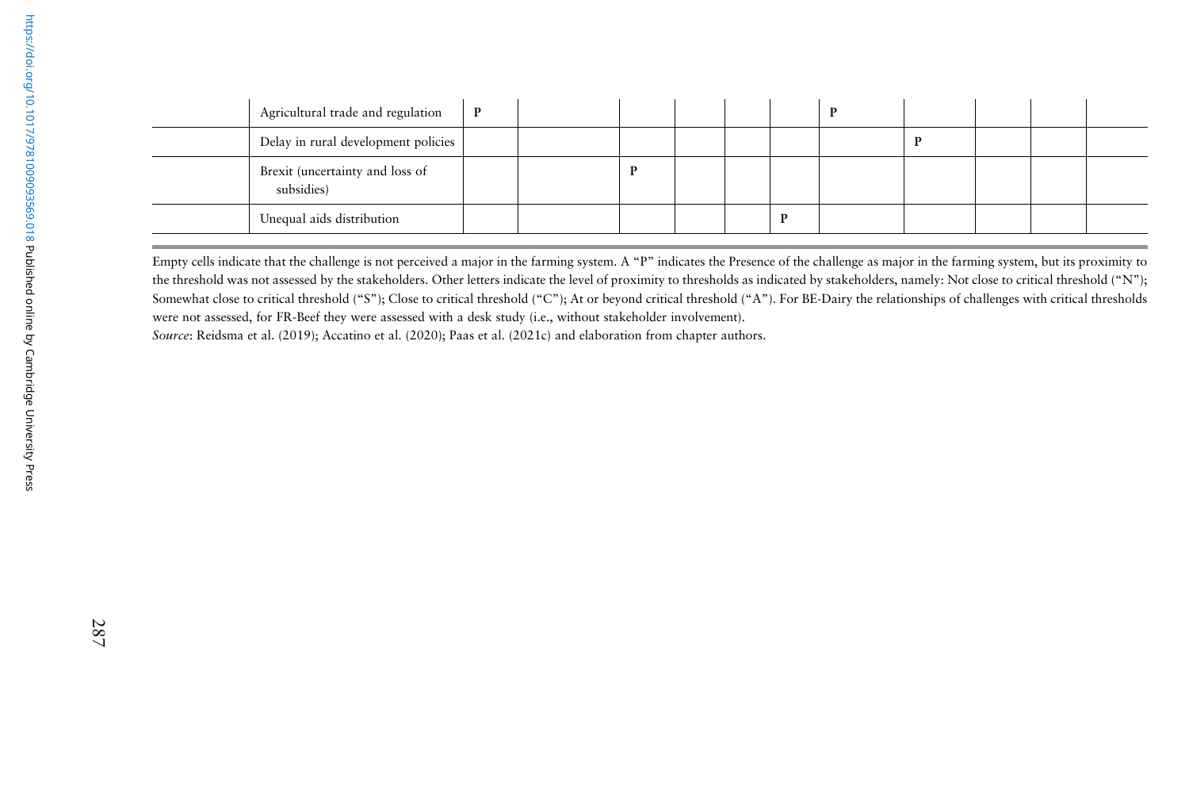| | | | | | | | | | | | | |
|---|---|---|---|---|---|---|---|---|---|---|---|---|
| | Agricultural trade and regulation | **P** | | | | | | **P** | | | | |
| | Delay in rural development policies | | | | | | | | **P** | | | |
| | Brexit (uncertainty and loss of subsidies) | | | **P** | | | | | | | | |
| | Unequal aids distribution | | | | | | **P** | | | | | |

Empty cells indicate that the challenge is not perceived a major in the farming system. A "P" indicates the Presence of the challenge as major in the farming system, but its proximity to the threshold was not assessed by the stakeholders. Other letters indicate the level of proximity to thresholds as indicated by stakeholders, namely: Not close to critical threshold ("N"); Somewhat close to critical threshold ("S"); Close to critical threshold ("C"); At or beyond critical threshold ("A"). For BE-Dairy the relationships of challenges with critical thresholds were not assessed, for FR-Beef they were assessed with a desk study (i.e., without stakeholder involvement).

*Source*: Reidsma et al. (2019); Accatino et al. (2020); Paas et al. (2021c) and elaboration from chapter authors.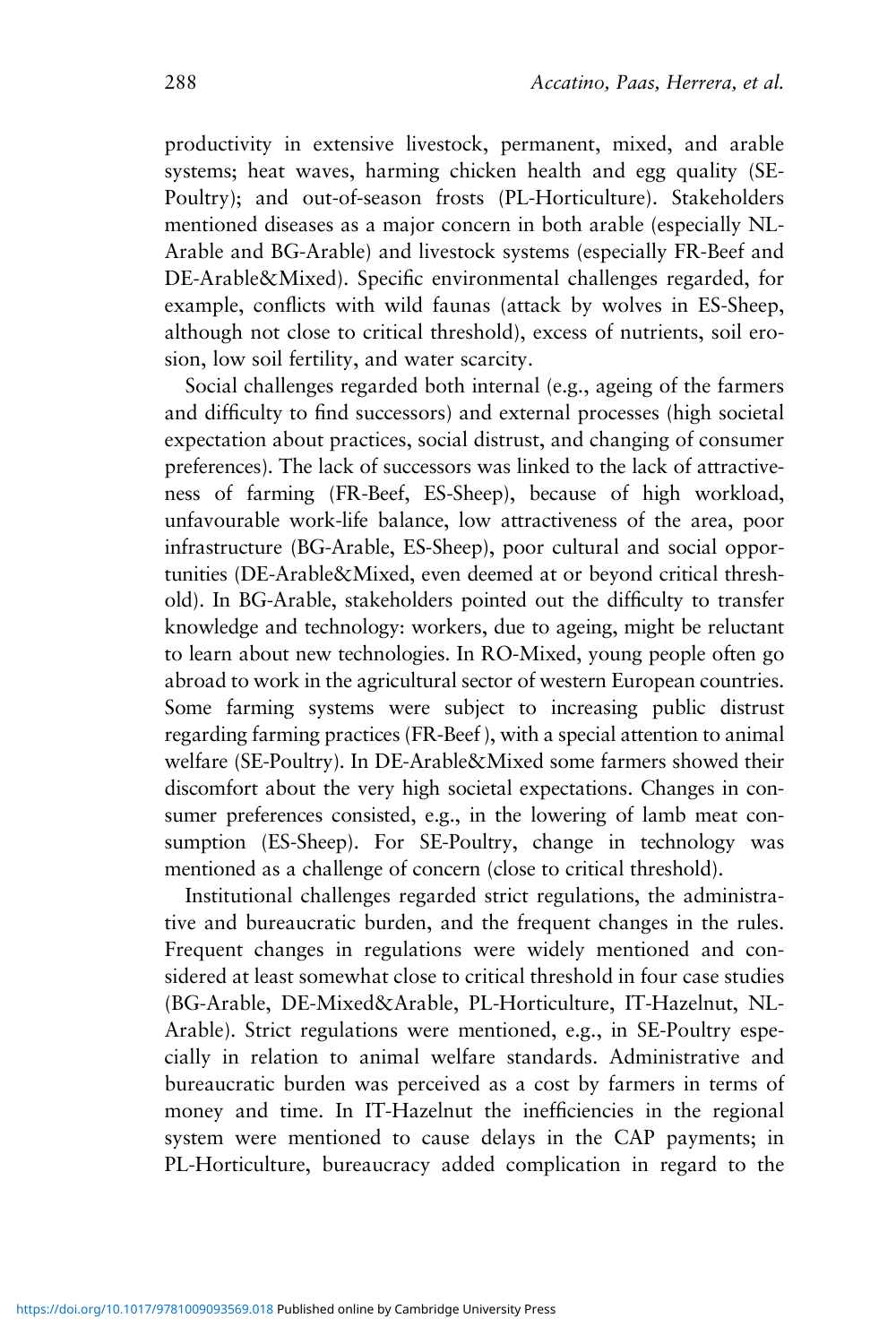productivity in extensive livestock, permanent, mixed, and arable systems; heat waves, harming chicken health and egg quality (SE-Poultry); and out-of-season frosts (PL-Horticulture). Stakeholders mentioned diseases as a major concern in both arable (especially NL-Arable and BG-Arable) and livestock systems (especially FR-Beef and DE-Arable&Mixed). Specific environmental challenges regarded, for example, conflicts with wild faunas (attack by wolves in ES-Sheep, although not close to critical threshold), excess of nutrients, soil erosion, low soil fertility, and water scarcity.

Social challenges regarded both internal (e.g., ageing of the farmers and difficulty to find successors) and external processes (high societal expectation about practices, social distrust, and changing of consumer preferences). The lack of successors was linked to the lack of attractiveness of farming (FR-Beef, ES-Sheep), because of high workload, unfavourable work-life balance, low attractiveness of the area, poor infrastructure (BG-Arable, ES-Sheep), poor cultural and social opportunities (DE-Arable&Mixed, even deemed at or beyond critical threshold). In BG-Arable, stakeholders pointed out the difficulty to transfer knowledge and technology: workers, due to ageing, might be reluctant to learn about new technologies. In RO-Mixed, young people often go abroad to work in the agricultural sector of western European countries. Some farming systems were subject to increasing public distrust regarding farming practices (FR-Beef ), with a special attention to animal welfare (SE-Poultry). In DE-Arable&Mixed some farmers showed their discomfort about the very high societal expectations. Changes in consumer preferences consisted, e.g., in the lowering of lamb meat consumption (ES-Sheep). For SE-Poultry, change in technology was mentioned as a challenge of concern (close to critical threshold).

Institutional challenges regarded strict regulations, the administrative and bureaucratic burden, and the frequent changes in the rules. Frequent changes in regulations were widely mentioned and considered at least somewhat close to critical threshold in four case studies (BG-Arable, DE-Mixed&Arable, PL-Horticulture, IT-Hazelnut, NL-Arable). Strict regulations were mentioned, e.g., in SE-Poultry especially in relation to animal welfare standards. Administrative and bureaucratic burden was perceived as a cost by farmers in terms of money and time. In IT-Hazelnut the inefficiencies in the regional system were mentioned to cause delays in the CAP payments; in PL-Horticulture, bureaucracy added complication in regard to the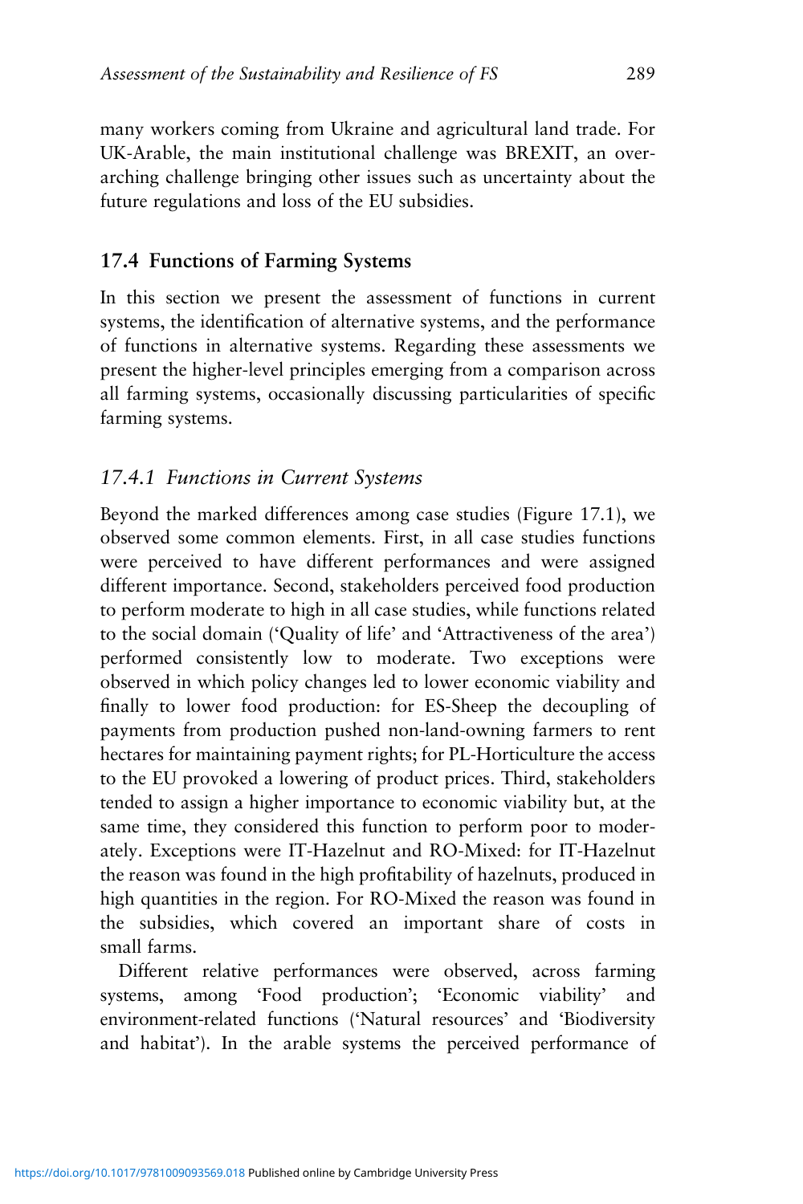many workers coming from Ukraine and agricultural land trade. For UK-Arable, the main institutional challenge was BREXIT, an overarching challenge bringing other issues such as uncertainty about the future regulations and loss of the EU subsidies.

## 17.4 Functions of Farming Systems

In this section we present the assessment of functions in current systems, the identification of alternative systems, and the performance of functions in alternative systems. Regarding these assessments we present the higher-level principles emerging from a comparison across all farming systems, occasionally discussing particularities of specific farming systems.

### *17.4.1 Functions in Current Systems*

Beyond the marked differences among case studies (Figure 17.1), we observed some common elements. First, in all case studies functions were perceived to have different performances and were assigned different importance. Second, stakeholders perceived food production to perform moderate to high in all case studies, while functions related to the social domain ('Quality of life' and 'Attractiveness of the area') performed consistently low to moderate. Two exceptions were observed in which policy changes led to lower economic viability and finally to lower food production: for ES-Sheep the decoupling of payments from production pushed non-land-owning farmers to rent hectares for maintaining payment rights; for PL-Horticulture the access to the EU provoked a lowering of product prices. Third, stakeholders tended to assign a higher importance to economic viability but, at the same time, they considered this function to perform poor to moderately. Exceptions were IT-Hazelnut and RO-Mixed: for IT-Hazelnut the reason was found in the high profitability of hazelnuts, produced in high quantities in the region. For RO-Mixed the reason was found in the subsidies, which covered an important share of costs in small farms.

Different relative performances were observed, across farming systems, among 'Food production'; 'Economic viability' and environment-related functions ('Natural resources' and 'Biodiversity and habitat'). In the arable systems the perceived performance of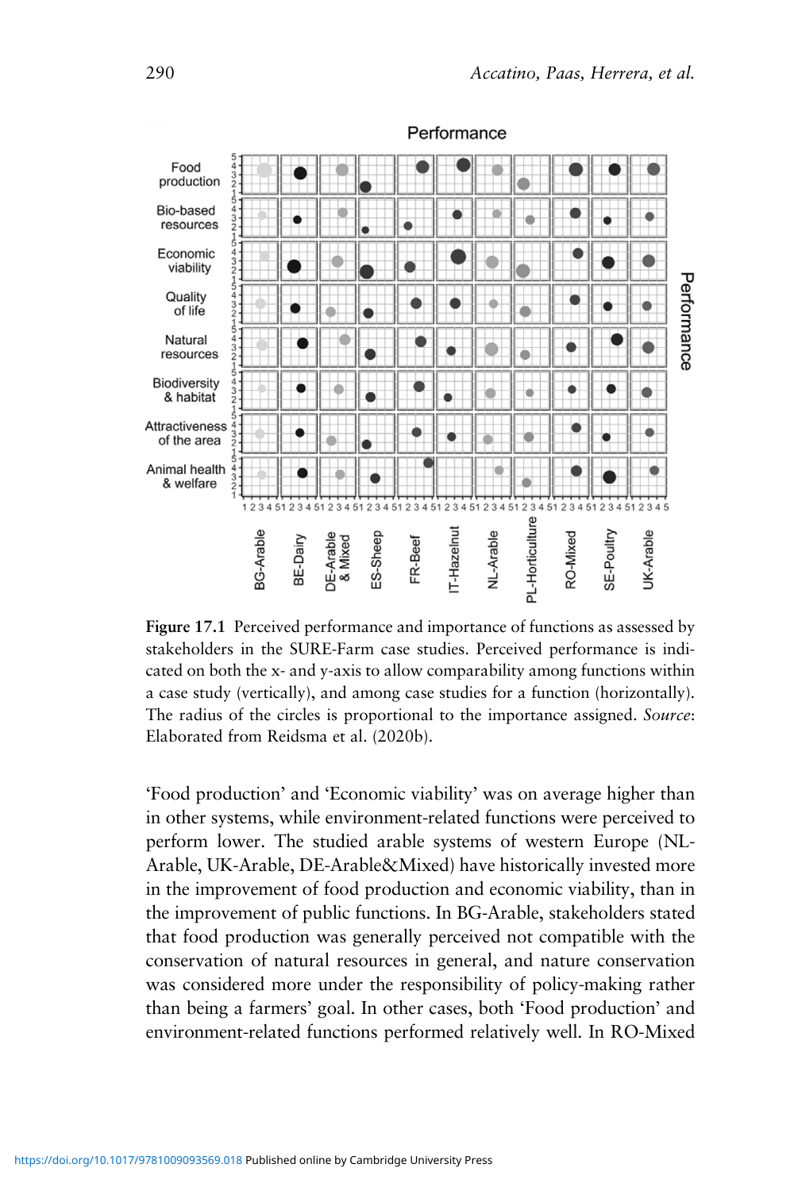Figure 17.1 Perceived performance and importance of functions as assessed by stakeholders in the SURE-Farm case studies. Perceived performance is indicated on both the x- and y-axis to allow comparability among functions within a case study (vertically), and among case studies for a function (horizontally). The radius of the circles is proportional to the importance assigned. *Source*: Elaborated from Reidsma et al. (2020b).

'Food production' and 'Economic viability' was on average higher than in other systems, while environment-related functions were perceived to perform lower. The studied arable systems of western Europe (NL-Arable, UK-Arable, DE-Arable&Mixed) have historically invested more in the improvement of food production and economic viability, than in the improvement of public functions. In BG-Arable, stakeholders stated that food production was generally perceived not compatible with the conservation of natural resources in general, and nature conservation was considered more under the responsibility of policy-making rather than being a farmers' goal. In other cases, both 'Food production' and environment-related functions performed relatively well. In RO-Mixed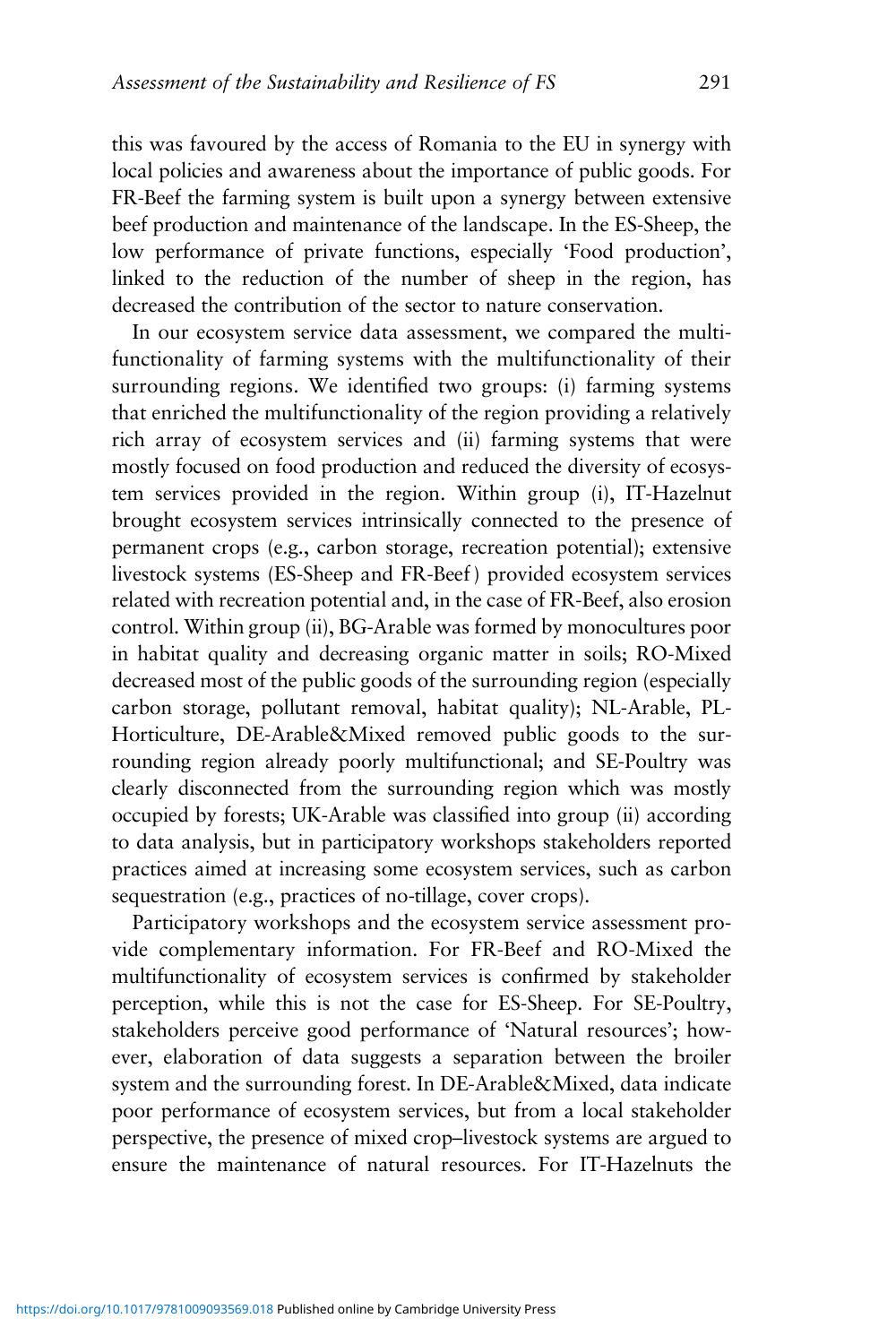this was favoured by the access of Romania to the EU in synergy with local policies and awareness about the importance of public goods. For FR-Beef the farming system is built upon a synergy between extensive beef production and maintenance of the landscape. In the ES-Sheep, the low performance of private functions, especially 'Food production', linked to the reduction of the number of sheep in the region, has decreased the contribution of the sector to nature conservation.

In our ecosystem service data assessment, we compared the multifunctionality of farming systems with the multifunctionality of their surrounding regions. We identified two groups: (i) farming systems that enriched the multifunctionality of the region providing a relatively rich array of ecosystem services and (ii) farming systems that were mostly focused on food production and reduced the diversity of ecosystem services provided in the region. Within group (i), IT-Hazelnut brought ecosystem services intrinsically connected to the presence of permanent crops (e.g., carbon storage, recreation potential); extensive livestock systems (ES-Sheep and FR-Beef) provided ecosystem services related with recreation potential and, in the case of FR-Beef, also erosion control. Within group (ii), BG-Arable was formed by monocultures poor in habitat quality and decreasing organic matter in soils; RO-Mixed decreased most of the public goods of the surrounding region (especially carbon storage, pollutant removal, habitat quality); NL-Arable, PL-Horticulture, DE-Arable&Mixed removed public goods to the surrounding region already poorly multifunctional; and SE-Poultry was clearly disconnected from the surrounding region which was mostly occupied by forests; UK-Arable was classified into group (ii) according to data analysis, but in participatory workshops stakeholders reported practices aimed at increasing some ecosystem services, such as carbon sequestration (e.g., practices of no-tillage, cover crops).

Participatory workshops and the ecosystem service assessment provide complementary information. For FR-Beef and RO-Mixed the multifunctionality of ecosystem services is confirmed by stakeholder perception, while this is not the case for ES-Sheep. For SE-Poultry, stakeholders perceive good performance of 'Natural resources'; however, elaboration of data suggests a separation between the broiler system and the surrounding forest. In DE-Arable&Mixed, data indicate poor performance of ecosystem services, but from a local stakeholder perspective, the presence of mixed crop–livestock systems are argued to ensure the maintenance of natural resources. For IT-Hazelnuts the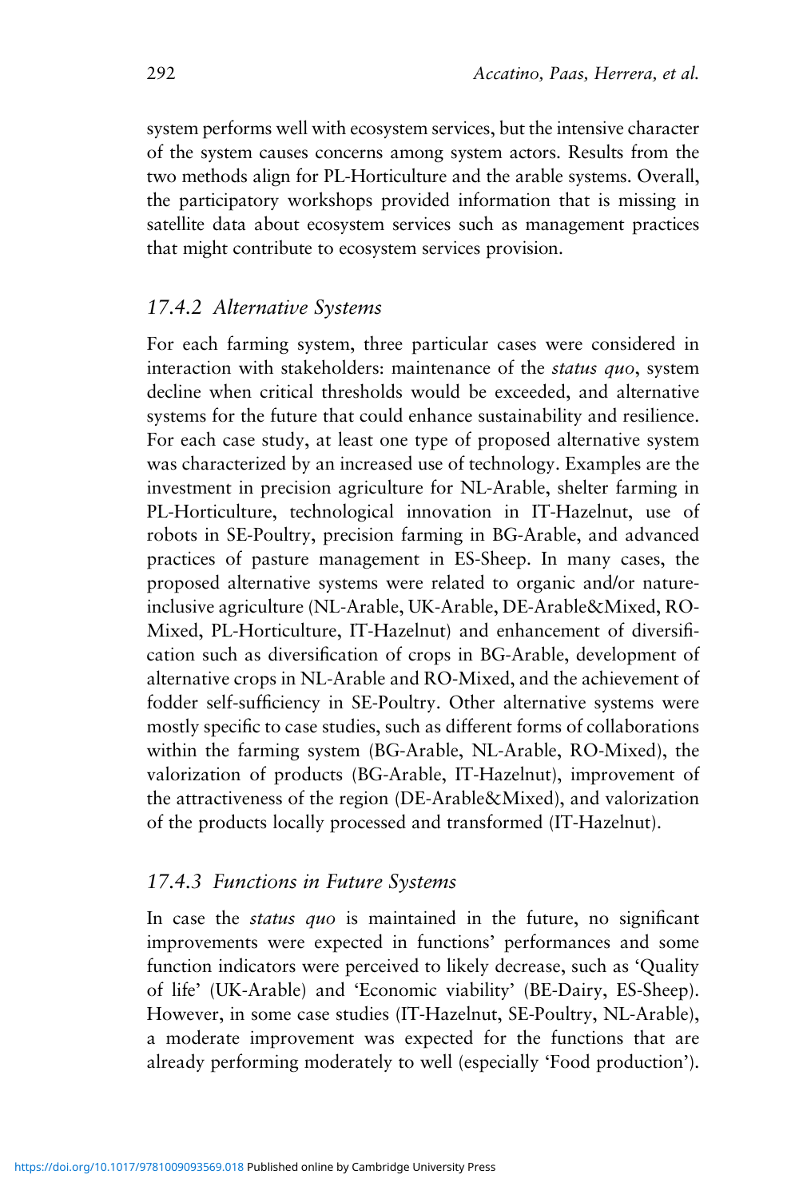system performs well with ecosystem services, but the intensive character of the system causes concerns among system actors. Results from the two methods align for PL-Horticulture and the arable systems. Overall, the participatory workshops provided information that is missing in satellite data about ecosystem services such as management practices that might contribute to ecosystem services provision.

### *17.4.2 Alternative Systems*

For each farming system, three particular cases were considered in interaction with stakeholders: maintenance of the *status quo*, system decline when critical thresholds would be exceeded, and alternative systems for the future that could enhance sustainability and resilience. For each case study, at least one type of proposed alternative system was characterized by an increased use of technology. Examples are the investment in precision agriculture for NL-Arable, shelter farming in PL-Horticulture, technological innovation in IT-Hazelnut, use of robots in SE-Poultry, precision farming in BG-Arable, and advanced practices of pasture management in ES-Sheep. In many cases, the proposed alternative systems were related to organic and/or nature-inclusive agriculture (NL-Arable, UK-Arable, DE-Arable&Mixed, RO-Mixed, PL-Horticulture, IT-Hazelnut) and enhancement of diversification such as diversification of crops in BG-Arable, development of alternative crops in NL-Arable and RO-Mixed, and the achievement of fodder self-sufficiency in SE-Poultry. Other alternative systems were mostly specific to case studies, such as different forms of collaborations within the farming system (BG-Arable, NL-Arable, RO-Mixed), the valorization of products (BG-Arable, IT-Hazelnut), improvement of the attractiveness of the region (DE-Arable&Mixed), and valorization of the products locally processed and transformed (IT-Hazelnut).

### *17.4.3 Functions in Future Systems*

In case the *status quo* is maintained in the future, no significant improvements were expected in functions' performances and some function indicators were perceived to likely decrease, such as 'Quality of life' (UK-Arable) and 'Economic viability' (BE-Dairy, ES-Sheep). However, in some case studies (IT-Hazelnut, SE-Poultry, NL-Arable), a moderate improvement was expected for the functions that are already performing moderately to well (especially 'Food production').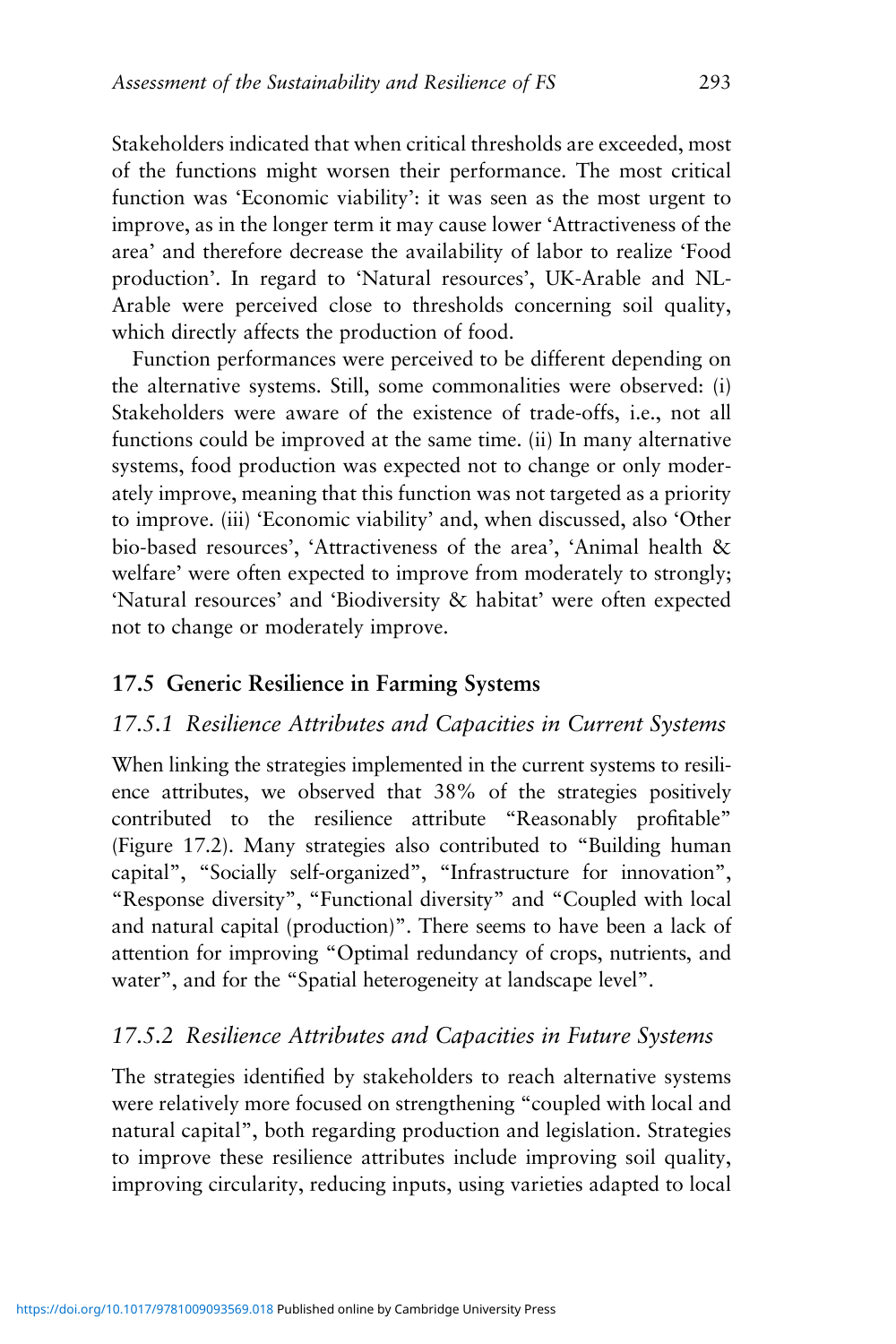Stakeholders indicated that when critical thresholds are exceeded, most of the functions might worsen their performance. The most critical function was 'Economic viability': it was seen as the most urgent to improve, as in the longer term it may cause lower 'Attractiveness of the area' and therefore decrease the availability of labor to realize 'Food production'. In regard to 'Natural resources', UK-Arable and NL-Arable were perceived close to thresholds concerning soil quality, which directly affects the production of food.

Function performances were perceived to be different depending on the alternative systems. Still, some commonalities were observed: (i) Stakeholders were aware of the existence of trade-offs, i.e., not all functions could be improved at the same time. (ii) In many alternative systems, food production was expected not to change or only moderately improve, meaning that this function was not targeted as a priority to improve. (iii) 'Economic viability' and, when discussed, also 'Other bio-based resources', 'Attractiveness of the area', 'Animal health & welfare' were often expected to improve from moderately to strongly; 'Natural resources' and 'Biodiversity & habitat' were often expected not to change or moderately improve.

## 17.5 Generic Resilience in Farming Systems

### *17.5.1 Resilience Attributes and Capacities in Current Systems*

When linking the strategies implemented in the current systems to resilience attributes, we observed that 38% of the strategies positively contributed to the resilience attribute "Reasonably profitable" (Figure 17.2). Many strategies also contributed to "Building human capital", "Socially self-organized", "Infrastructure for innovation", "Response diversity", "Functional diversity" and "Coupled with local and natural capital (production)". There seems to have been a lack of attention for improving "Optimal redundancy of crops, nutrients, and water", and for the "Spatial heterogeneity at landscape level".

### *17.5.2 Resilience Attributes and Capacities in Future Systems*

The strategies identified by stakeholders to reach alternative systems were relatively more focused on strengthening "coupled with local and natural capital", both regarding production and legislation. Strategies to improve these resilience attributes include improving soil quality, improving circularity, reducing inputs, using varieties adapted to local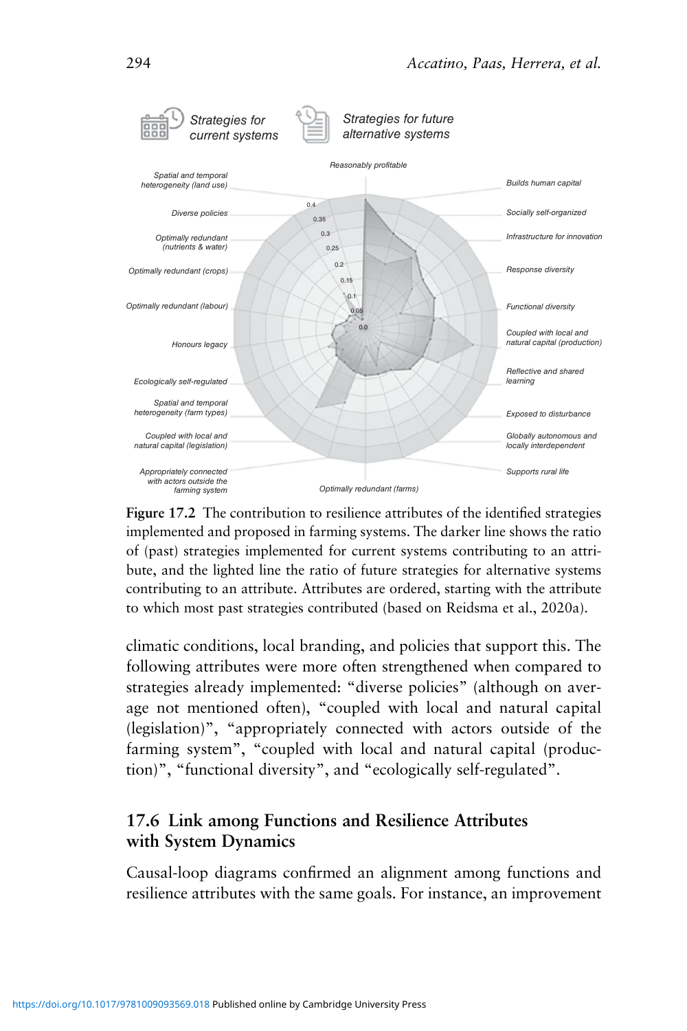Figure 17.2 The contribution to resilience attributes of the identified strategies implemented and proposed in farming systems. The darker line shows the ratio of (past) strategies implemented for current systems contributing to an attribute, and the lighted line the ratio of future strategies for alternative systems contributing to an attribute. Attributes are ordered, starting with the attribute to which most past strategies contributed (based on Reidsma et al., 2020a).

climatic conditions, local branding, and policies that support this. The following attributes were more often strengthened when compared to strategies already implemented: "diverse policies" (although on average not mentioned often), "coupled with local and natural capital (legislation)", "appropriately connected with actors outside of the farming system", "coupled with local and natural capital (production)", "functional diversity", and "ecologically self-regulated".

## 17.6 Link among Functions and Resilience Attributes with System Dynamics

Causal-loop diagrams confirmed an alignment among functions and resilience attributes with the same goals. For instance, an improvement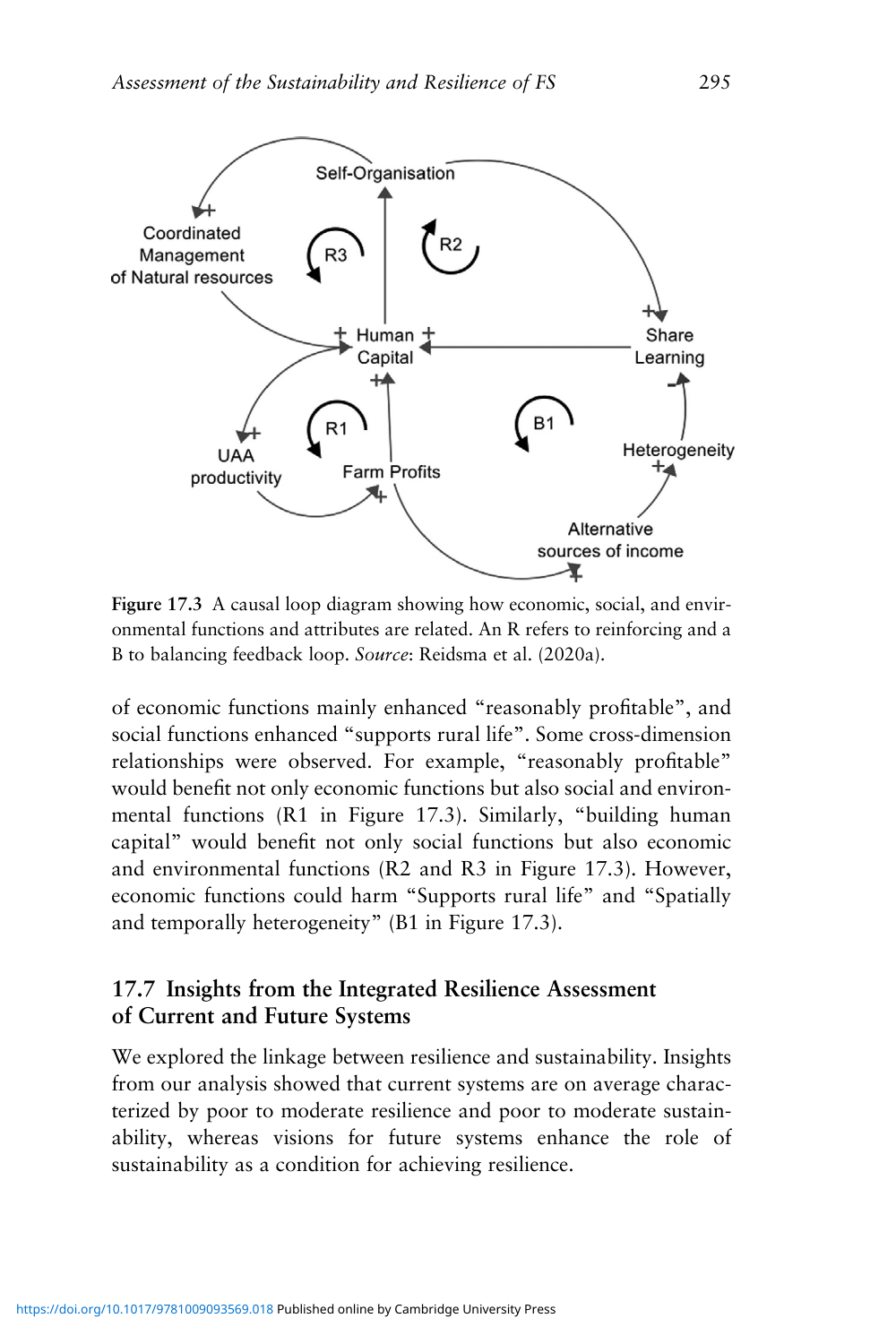Figure 17.3 A causal loop diagram showing how economic, social, and environmental functions and attributes are related. An R refers to reinforcing and a B to balancing feedback loop. *Source*: Reidsma et al. (2020a).

of economic functions mainly enhanced “reasonably profitable”, and social functions enhanced “supports rural life”. Some cross-dimension relationships were observed. For example, “reasonably profitable” would benefit not only economic functions but also social and environmental functions (R1 in Figure 17.3). Similarly, “building human capital” would benefit not only social functions but also economic and environmental functions (R2 and R3 in Figure 17.3). However, economic functions could harm “Supports rural life” and “Spatially and temporally heterogeneity” (B1 in Figure 17.3).

## 17.7 Insights from the Integrated Resilience Assessment of Current and Future Systems

We explored the linkage between resilience and sustainability. Insights from our analysis showed that current systems are on average characterized by poor to moderate resilience and poor to moderate sustainability, whereas visions for future systems enhance the role of sustainability as a condition for achieving resilience.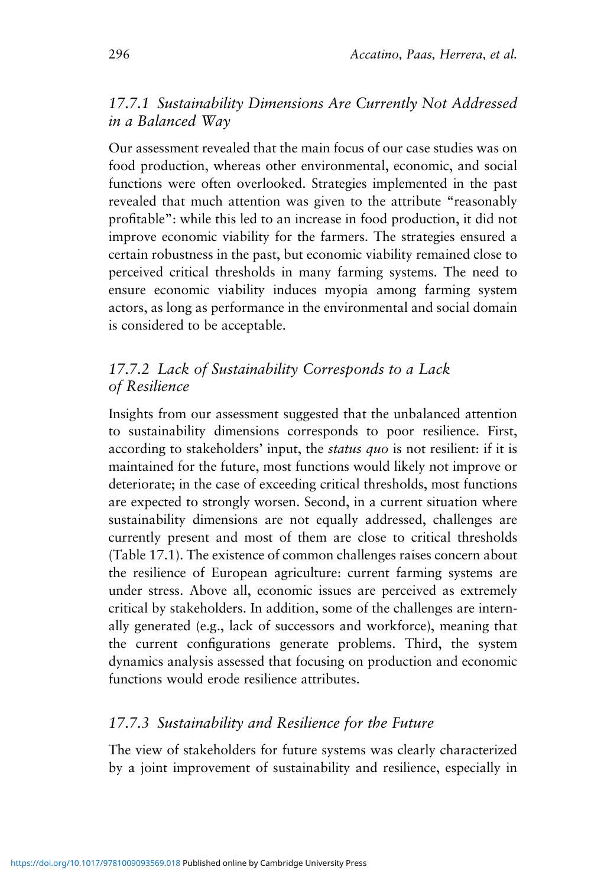### *17.7.1 Sustainability Dimensions Are Currently Not Addressed in a Balanced Way*

Our assessment revealed that the main focus of our case studies was on food production, whereas other environmental, economic, and social functions were often overlooked. Strategies implemented in the past revealed that much attention was given to the attribute "reasonably profitable": while this led to an increase in food production, it did not improve economic viability for the farmers. The strategies ensured a certain robustness in the past, but economic viability remained close to perceived critical thresholds in many farming systems. The need to ensure economic viability induces myopia among farming system actors, as long as performance in the environmental and social domain is considered to be acceptable.

### *17.7.2 Lack of Sustainability Corresponds to a Lack of Resilience*

Insights from our assessment suggested that the unbalanced attention to sustainability dimensions corresponds to poor resilience. First, according to stakeholders' input, the *status quo* is not resilient: if it is maintained for the future, most functions would likely not improve or deteriorate; in the case of exceeding critical thresholds, most functions are expected to strongly worsen. Second, in a current situation where sustainability dimensions are not equally addressed, challenges are currently present and most of them are close to critical thresholds (Table 17.1). The existence of common challenges raises concern about the resilience of European agriculture: current farming systems are under stress. Above all, economic issues are perceived as extremely critical by stakeholders. In addition, some of the challenges are internally generated (e.g., lack of successors and workforce), meaning that the current configurations generate problems. Third, the system dynamics analysis assessed that focusing on production and economic functions would erode resilience attributes.

### *17.7.3 Sustainability and Resilience for the Future*

The view of stakeholders for future systems was clearly characterized by a joint improvement of sustainability and resilience, especially in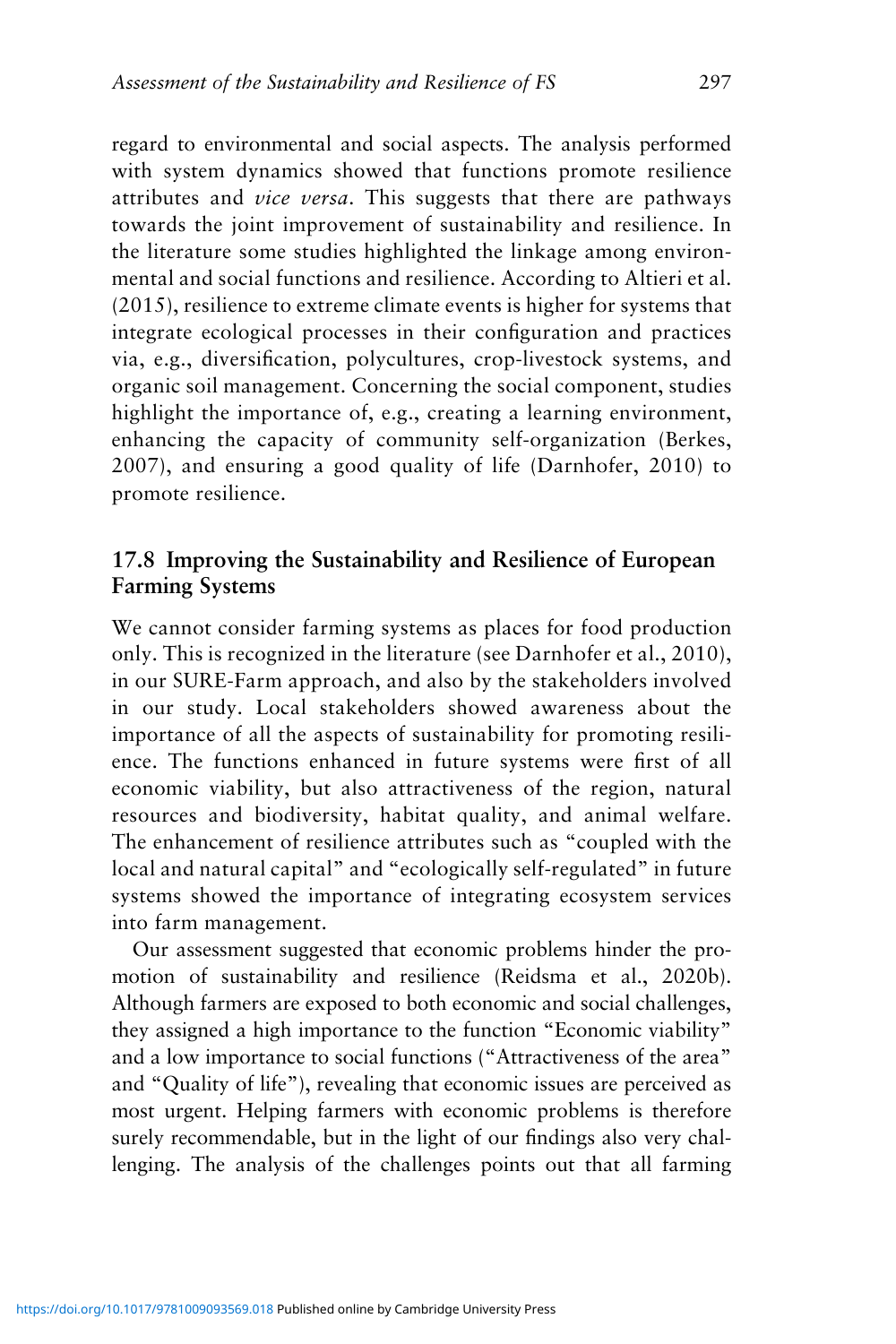regard to environmental and social aspects. The analysis performed with system dynamics showed that functions promote resilience attributes and *vice versa*. This suggests that there are pathways towards the joint improvement of sustainability and resilience. In the literature some studies highlighted the linkage among environmental and social functions and resilience. According to Altieri et al. (2015), resilience to extreme climate events is higher for systems that integrate ecological processes in their configuration and practices via, e.g., diversification, polycultures, crop-livestock systems, and organic soil management. Concerning the social component, studies highlight the importance of, e.g., creating a learning environment, enhancing the capacity of community self-organization (Berkes, 2007), and ensuring a good quality of life (Darnhofer, 2010) to promote resilience.

## 17.8 Improving the Sustainability and Resilience of European Farming Systems

We cannot consider farming systems as places for food production only. This is recognized in the literature (see Darnhofer et al., 2010), in our SURE-Farm approach, and also by the stakeholders involved in our study. Local stakeholders showed awareness about the importance of all the aspects of sustainability for promoting resilience. The functions enhanced in future systems were first of all economic viability, but also attractiveness of the region, natural resources and biodiversity, habitat quality, and animal welfare. The enhancement of resilience attributes such as "coupled with the local and natural capital" and "ecologically self-regulated" in future systems showed the importance of integrating ecosystem services into farm management.

Our assessment suggested that economic problems hinder the promotion of sustainability and resilience (Reidsma et al., 2020b). Although farmers are exposed to both economic and social challenges, they assigned a high importance to the function "Economic viability" and a low importance to social functions ("Attractiveness of the area" and "Quality of life"), revealing that economic issues are perceived as most urgent. Helping farmers with economic problems is therefore surely recommendable, but in the light of our findings also very challenging. The analysis of the challenges points out that all farming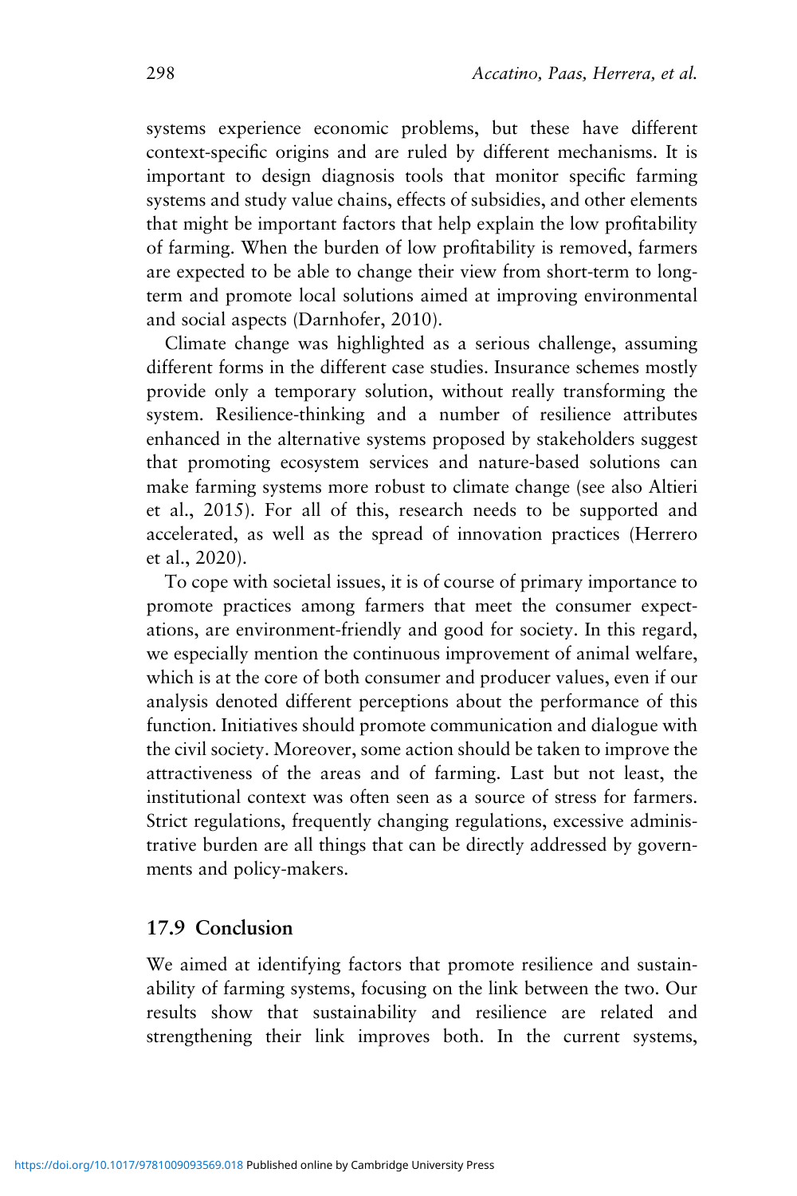systems experience economic problems, but these have different context-specific origins and are ruled by different mechanisms. It is important to design diagnosis tools that monitor specific farming systems and study value chains, effects of subsidies, and other elements that might be important factors that help explain the low profitability of farming. When the burden of low profitability is removed, farmers are expected to be able to change their view from short-term to long-term and promote local solutions aimed at improving environmental and social aspects (Darnhofer, 2010).

Climate change was highlighted as a serious challenge, assuming different forms in the different case studies. Insurance schemes mostly provide only a temporary solution, without really transforming the system. Resilience-thinking and a number of resilience attributes enhanced in the alternative systems proposed by stakeholders suggest that promoting ecosystem services and nature-based solutions can make farming systems more robust to climate change (see also Altieri et al., 2015). For all of this, research needs to be supported and accelerated, as well as the spread of innovation practices (Herrero et al., 2020).

To cope with societal issues, it is of course of primary importance to promote practices among farmers that meet the consumer expectations, are environment-friendly and good for society. In this regard, we especially mention the continuous improvement of animal welfare, which is at the core of both consumer and producer values, even if our analysis denoted different perceptions about the performance of this function. Initiatives should promote communication and dialogue with the civil society. Moreover, some action should be taken to improve the attractiveness of the areas and of farming. Last but not least, the institutional context was often seen as a source of stress for farmers. Strict regulations, frequently changing regulations, excessive administrative burden are all things that can be directly addressed by governments and policy-makers.

## 17.9 Conclusion

We aimed at identifying factors that promote resilience and sustainability of farming systems, focusing on the link between the two. Our results show that sustainability and resilience are related and strengthening their link improves both. In the current systems,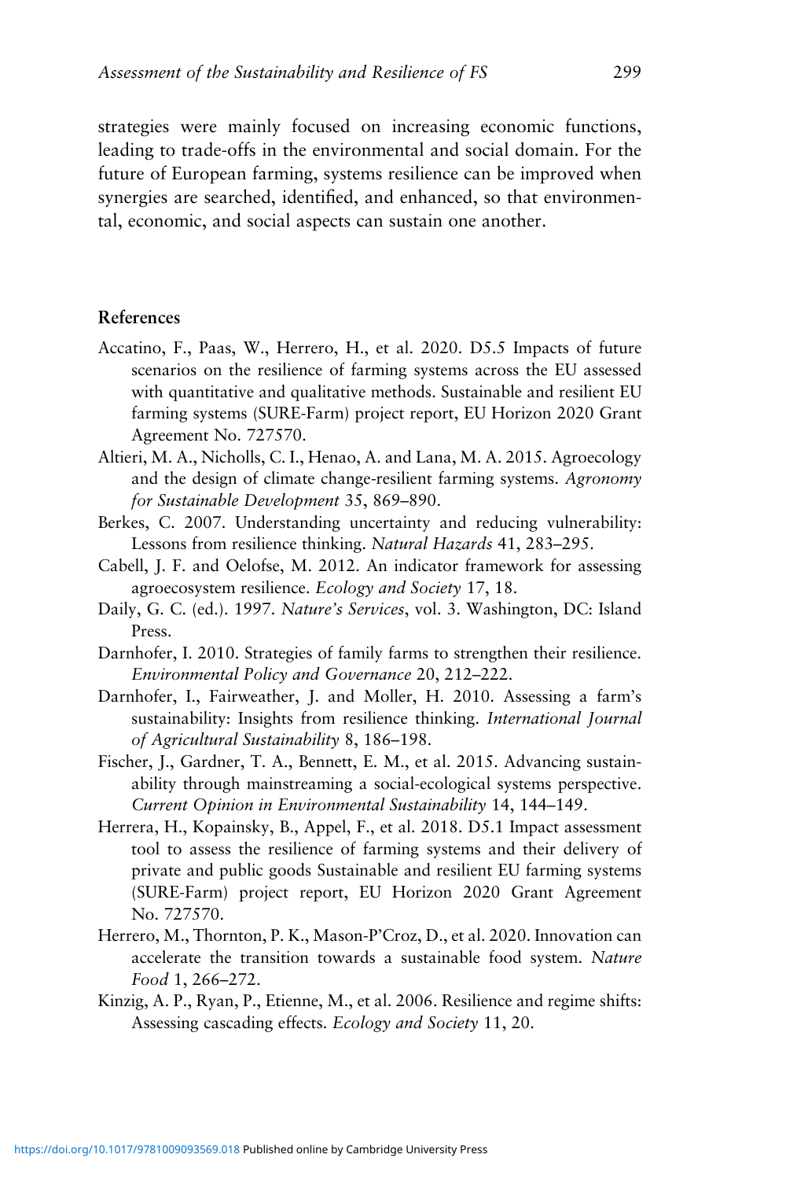strategies were mainly focused on increasing economic functions, leading to trade-offs in the environmental and social domain. For the future of European farming, systems resilience can be improved when synergies are searched, identified, and enhanced, so that environmental, economic, and social aspects can sustain one another.

## References

Accatino, F., Paas, W., Herrero, H., et al. 2020. D5.5 Impacts of future scenarios on the resilience of farming systems across the EU assessed with quantitative and qualitative methods. Sustainable and resilient EU farming systems (SURE-Farm) project report, EU Horizon 2020 Grant Agreement No. 727570.

Altieri, M. A., Nicholls, C. I., Henao, A. and Lana, M. A. 2015. Agroecology and the design of climate change-resilient farming systems. *Agronomy for Sustainable Development* 35, 869–890.

Berkes, C. 2007. Understanding uncertainty and reducing vulnerability: Lessons from resilience thinking. *Natural Hazards* 41, 283–295.

Cabell, J. F. and Oelofse, M. 2012. An indicator framework for assessing agroecosystem resilience. *Ecology and Society* 17, 18.

Daily, G. C. (ed.). 1997. *Nature's Services*, vol. 3. Washington, DC: Island Press.

Darnhofer, I. 2010. Strategies of family farms to strengthen their resilience. *Environmental Policy and Governance* 20, 212–222.

Darnhofer, I., Fairweather, J. and Moller, H. 2010. Assessing a farm's sustainability: Insights from resilience thinking. *International Journal of Agricultural Sustainability* 8, 186–198.

Fischer, J., Gardner, T. A., Bennett, E. M., et al. 2015. Advancing sustainability through mainstreaming a social-ecological systems perspective. *Current Opinion in Environmental Sustainability* 14, 144–149.

Herrera, H., Kopainsky, B., Appel, F., et al. 2018. D5.1 Impact assessment tool to assess the resilience of farming systems and their delivery of private and public goods Sustainable and resilient EU farming systems (SURE-Farm) project report, EU Horizon 2020 Grant Agreement No. 727570.

Herrero, M., Thornton, P. K., Mason-P'Croz, D., et al. 2020. Innovation can accelerate the transition towards a sustainable food system. *Nature Food* 1, 266–272.

Kinzig, A. P., Ryan, P., Etienne, M., et al. 2006. Resilience and regime shifts: Assessing cascading effects. *Ecology and Society* 11, 20.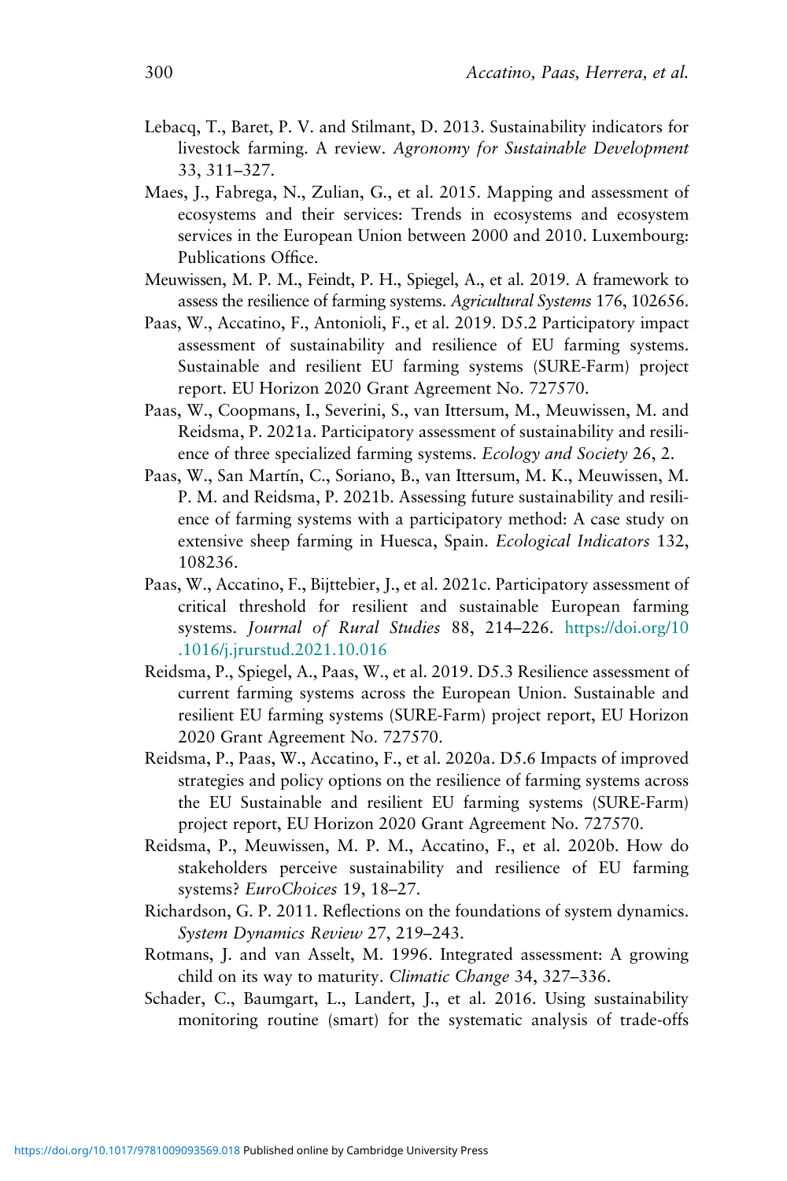Lebacq, T., Baret, P. V. and Stilmant, D. 2013. Sustainability indicators for livestock farming. A review. *Agronomy for Sustainable Development* 33, 311–327.

Maes, J., Fabrega, N., Zulian, G., et al. 2015. Mapping and assessment of ecosystems and their services: Trends in ecosystems and ecosystem services in the European Union between 2000 and 2010. Luxembourg: Publications Office.

Meuwissen, M. P. M., Feindt, P. H., Spiegel, A., et al. 2019. A framework to assess the resilience of farming systems. *Agricultural Systems* 176, 102656.

Paas, W., Accatino, F., Antonioli, F., et al. 2019. D5.2 Participatory impact assessment of sustainability and resilience of EU farming systems. Sustainable and resilient EU farming systems (SURE-Farm) project report. EU Horizon 2020 Grant Agreement No. 727570.

Paas, W., Coopmans, I., Severini, S., van Ittersum, M., Meuwissen, M. and Reidsma, P. 2021a. Participatory assessment of sustainability and resilience of three specialized farming systems. *Ecology and Society* 26, 2.

Paas, W., San Martín, C., Soriano, B., van Ittersum, M. K., Meuwissen, M. P. M. and Reidsma, P. 2021b. Assessing future sustainability and resilience of farming systems with a participatory method: A case study on extensive sheep farming in Huesca, Spain. *Ecological Indicators* 132, 108236.

Paas, W., Accatino, F., Bijttebier, J., et al. 2021c. Participatory assessment of critical threshold for resilient and sustainable European farming systems. *Journal of Rural Studies* 88, 214–226. https://doi.org/10.1016/j.jrurstud.2021.10.016

Reidsma, P., Spiegel, A., Paas, W., et al. 2019. D5.3 Resilience assessment of current farming systems across the European Union. Sustainable and resilient EU farming systems (SURE-Farm) project report, EU Horizon 2020 Grant Agreement No. 727570.

Reidsma, P., Paas, W., Accatino, F., et al. 2020a. D5.6 Impacts of improved strategies and policy options on the resilience of farming systems across the EU Sustainable and resilient EU farming systems (SURE-Farm) project report, EU Horizon 2020 Grant Agreement No. 727570.

Reidsma, P., Meuwissen, M. P. M., Accatino, F., et al. 2020b. How do stakeholders perceive sustainability and resilience of EU farming systems? *EuroChoices* 19, 18–27.

Richardson, G. P. 2011. Reflections on the foundations of system dynamics. *System Dynamics Review* 27, 219–243.

Rotmans, J. and van Asselt, M. 1996. Integrated assessment: A growing child on its way to maturity. *Climatic Change* 34, 327–336.

Schader, C., Baumgart, L., Landert, J., et al. 2016. Using sustainability monitoring routine (smart) for the systematic analysis of trade-offs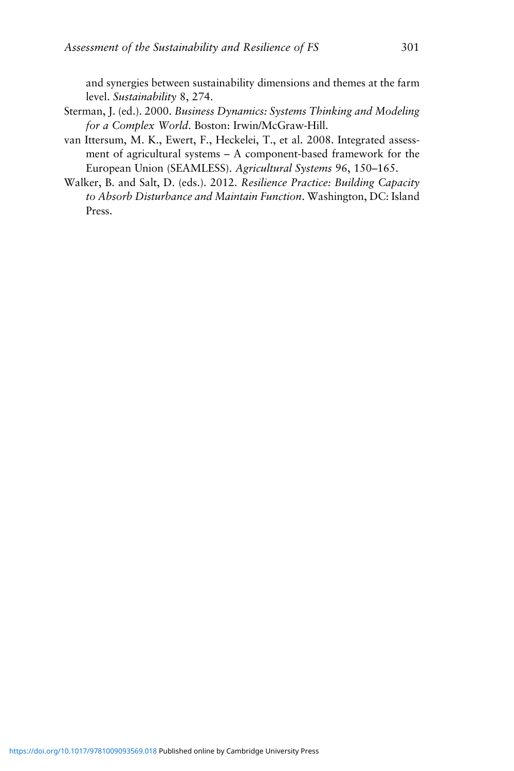and synergies between sustainability dimensions and themes at the farm level. *Sustainability* 8, 274.

Sterman, J. (ed.). 2000. *Business Dynamics: Systems Thinking and Modeling for a Complex World*. Boston: Irwin/McGraw-Hill.

van Ittersum, M. K., Ewert, F., Heckelei, T., et al. 2008. Integrated assessment of agricultural systems – A component-based framework for the European Union (SEAMLESS). *Agricultural Systems* 96, 150–165.

Walker, B. and Salt, D. (eds.). 2012. *Resilience Practice: Building Capacity to Absorb Disturbance and Maintain Function*. Washington, DC: Island Press.